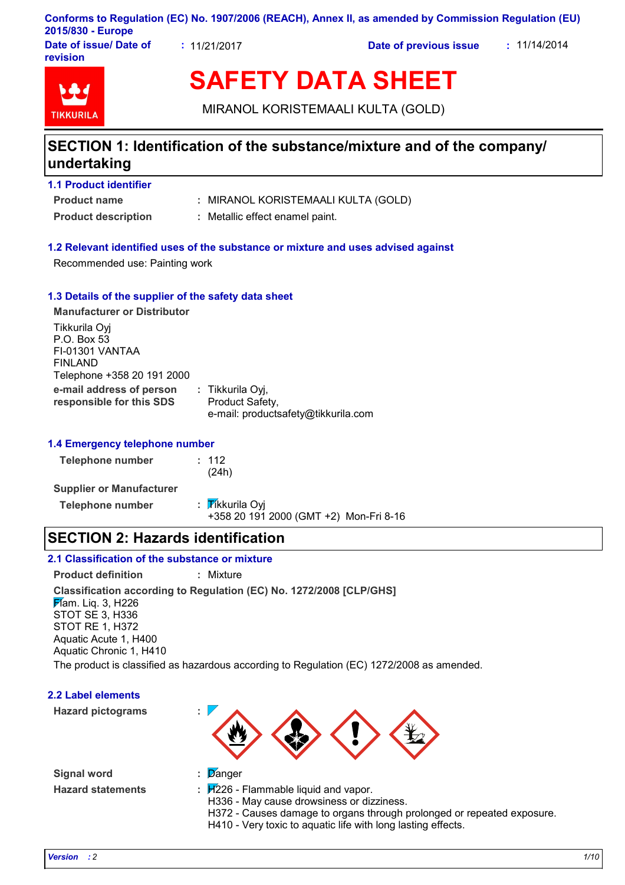Conforms to Regulation (EC) No. 1907/2006 (REACH), Annex II, as amended by Commission Regulation (EU) 2015/830 - Europe

**Date of issue/ Date of revision** : 11/21/2017 **Date of previous issue** : 11/14/2014

TIKKURILA

# SAFETY DATA SHEET

MIRANOL KORISTEMAALI KULTA (GOLD)

## SECTION 1: Identification of the substance/mixture and of the company/ undertaking

### 1.1 Product identifier

**Product name** : MIRANOL KORISTEMAALI KULTA (GOLD)

**Product description** : Metallic effect enamel paint.

### 1.2 Relevant identified uses of the substance or mixture and uses advised against

Recommended use: Painting work

### 1.3 Details of the supplier of the safety data sheet

**Manufacturer or Distributor**

Tikkurila Oyj
P.O. Box 53
FI-01301 VANTAA
FINLAND
Telephone +358 20 191 2000

**e-mail address of person responsible for this SDS** : Tikkurila Oyj,
Product Safety,
e-mail: productsafety@tikkurila.com

### 1.4 Emergency telephone number

**Telephone number** : 112
(24h)

**Supplier or Manufacturer**

**Telephone number** : Tikkurila Oyj
+358 20 191 2000 (GMT +2) Mon-Fri 8-16

## SECTION 2: Hazards identification

### 2.1 Classification of the substance or mixture

**Product definition** : Mixture

**Classification according to Regulation (EC) No. 1272/2008 [CLP/GHS]**

Flam. Liq. 3, H226
STOT SE 3, H336
STOT RE 1, H372
Aquatic Acute 1, H400
Aquatic Chronic 1, H410

The product is classified as hazardous according to Regulation (EC) 1272/2008 as amended.

### 2.2 Label elements

**Hazard pictograms** :

**Signal word** : Danger

**Hazard statements** : H226 - Flammable liquid and vapor.
H336 - May cause drowsiness or dizziness.
H372 - Causes damage to organs through prolonged or repeated exposure.
H410 - Very toxic to aquatic life with long lasting effects.

*Version : 2*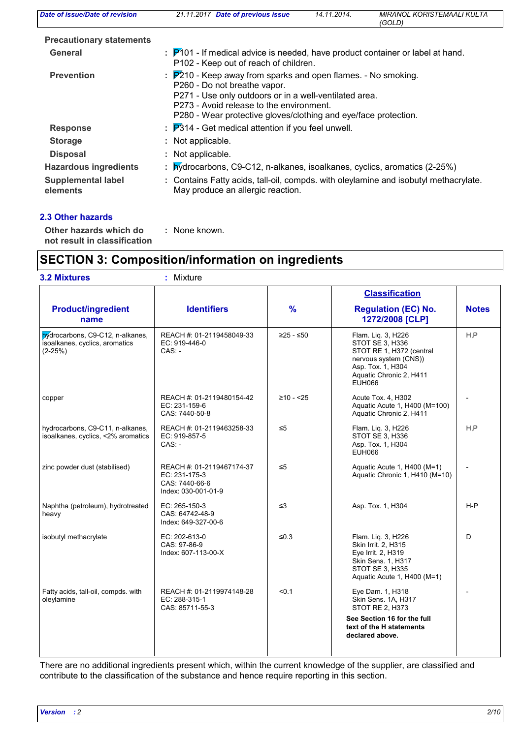**Precautionary statements**

| | |
|---|---|
| **General** | : P101 - If medical advice is needed, have product container or label at hand.<br>P102 - Keep out of reach of children. |
| **Prevention** | : P210 - Keep away from sparks and open flames. - No smoking.<br>P260 - Do not breathe vapor.<br>P271 - Use only outdoors or in a well-ventilated area.<br>P273 - Avoid release to the environment.<br>P280 - Wear protective gloves/clothing and eye/face protection. |
| **Response** | : P314 - Get medical attention if you feel unwell. |
| **Storage** | : Not applicable. |
| **Disposal** | : Not applicable. |
| **Hazardous ingredients** | : hydrocarbons, C9-C12, n-alkanes, isoalkanes, cyclics, aromatics (2-25%) |
| **Supplemental label elements** | : Contains Fatty acids, tall-oil, compds. with oleylamine and isobutyl methacrylate. May produce an allergic reaction. |

### 2.3 Other hazards

**Other hazards which do not result in classification** : None known.

# SECTION 3: Composition/information on ingredients

**3.2 Mixtures** : Mixture

| Product/ingredient name | Identifiers | % | Classification<br>Regulation (EC) No. 1272/2008 [CLP] | Notes |
|---|---|---|---|---|
| hydrocarbons, C9-C12, n-alkanes, isoalkanes, cyclics, aromatics (2-25%) | REACH #: 01-2119458049-33<br>EC: 919-446-0<br>CAS: - | ≥25 - ≤50 | Flam. Liq. 3, H226<br>STOT SE 3, H336<br>STOT RE 1, H372 (central nervous system (CNS))<br>Asp. Tox. 1, H304<br>Aquatic Chronic 2, H411<br>EUH066 | H,P |
| copper | REACH #: 01-2119480154-42<br>EC: 231-159-6<br>CAS: 7440-50-8 | ≥10 - <25 | Acute Tox. 4, H302<br>Aquatic Acute 1, H400 (M=100)<br>Aquatic Chronic 2, H411 | - |
| hydrocarbons, C9-C11, n-alkanes, isoalkanes, cyclics, <2% aromatics | REACH #: 01-2119463258-33<br>EC: 919-857-5<br>CAS: - | ≤5 | Flam. Liq. 3, H226<br>STOT SE 3, H336<br>Asp. Tox. 1, H304<br>EUH066 | H,P |
| zinc powder dust (stabilised) | REACH #: 01-2119467174-37<br>EC: 231-175-3<br>CAS: 7440-66-6<br>Index: 030-001-01-9 | ≤5 | Aquatic Acute 1, H400 (M=1)<br>Aquatic Chronic 1, H410 (M=10) | - |
| Naphtha (petroleum), hydrotreated heavy | EC: 265-150-3<br>CAS: 64742-48-9<br>Index: 649-327-00-6 | ≤3 | Asp. Tox. 1, H304 | H-P |
| isobutyl methacrylate | EC: 202-613-0<br>CAS: 97-86-9<br>Index: 607-113-00-X | ≤0.3 | Flam. Liq. 3, H226<br>Skin Irrit. 2, H315<br>Eye Irrit. 2, H319<br>Skin Sens. 1, H317<br>STOT SE 3, H335<br>Aquatic Acute 1, H400 (M=1) | D |
| Fatty acids, tall-oil, compds. with oleylamine | REACH #: 01-2119974148-28<br>EC: 288-315-1<br>CAS: 85711-55-3 | <0.1 | Eye Dam. 1, H318<br>Skin Sens. 1A, H317<br>STOT RE 2, H373<br>**See Section 16 for the full text of the H statements declared above.** | - |

There are no additional ingredients present which, within the current knowledge of the supplier, are classified and contribute to the classification of the substance and hence require reporting in this section.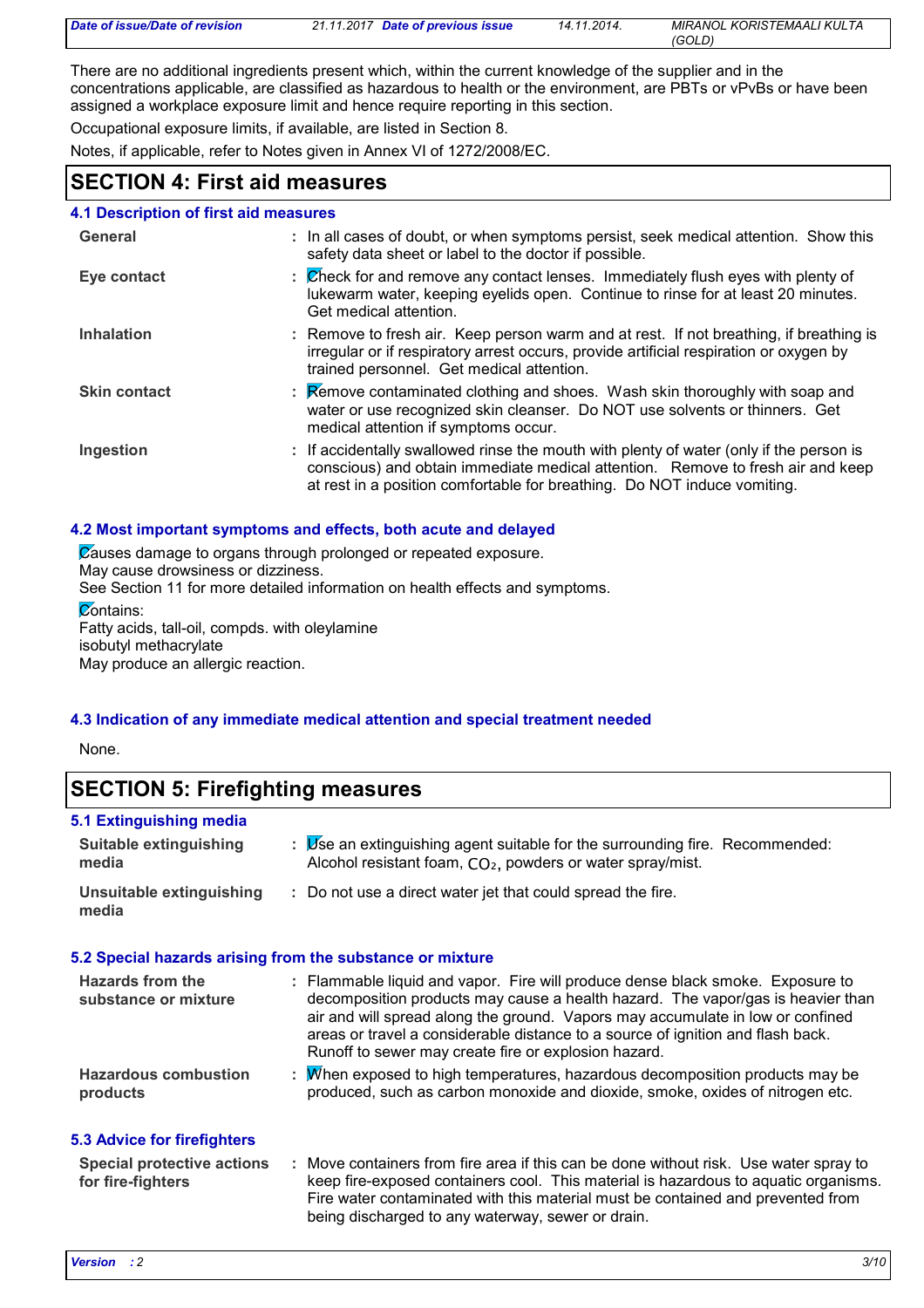There are no additional ingredients present which, within the current knowledge of the supplier and in the concentrations applicable, are classified as hazardous to health or the environment, are PBTs or vPvBs or have been assigned a workplace exposure limit and hence require reporting in this section.

Occupational exposure limits, if available, are listed in Section 8.

Notes, if applicable, refer to Notes given in Annex VI of 1272/2008/EC.

## SECTION 4: First aid measures

### 4.1 Description of first aid measures

| | |
|---|---|
| **General** | : In all cases of doubt, or when symptoms persist, seek medical attention. Show this safety data sheet or label to the doctor if possible. |
| **Eye contact** | : Check for and remove any contact lenses. Immediately flush eyes with plenty of lukewarm water, keeping eyelids open. Continue to rinse for at least 20 minutes. Get medical attention. |
| **Inhalation** | : Remove to fresh air. Keep person warm and at rest. If not breathing, if breathing is irregular or if respiratory arrest occurs, provide artificial respiration or oxygen by trained personnel. Get medical attention. |
| **Skin contact** | : Remove contaminated clothing and shoes. Wash skin thoroughly with soap and water or use recognized skin cleanser. Do NOT use solvents or thinners. Get medical attention if symptoms occur. |
| **Ingestion** | : If accidentally swallowed rinse the mouth with plenty of water (only if the person is conscious) and obtain immediate medical attention. Remove to fresh air and keep at rest in a position comfortable for breathing. Do NOT induce vomiting. |

### 4.2 Most important symptoms and effects, both acute and delayed

Causes damage to organs through prolonged or repeated exposure.
May cause drowsiness or dizziness.
See Section 11 for more detailed information on health effects and symptoms.

Contains:
Fatty acids, tall-oil, compds. with oleylamine
isobutyl methacrylate
May produce an allergic reaction.

### 4.3 Indication of any immediate medical attention and special treatment needed

None.

## SECTION 5: Firefighting measures

### 5.1 Extinguishing media

| | |
|---|---|
| **Suitable extinguishing media** | : Use an extinguishing agent suitable for the surrounding fire. Recommended: Alcohol resistant foam, $CO_2$, powders or water spray/mist. |
| **Unsuitable extinguishing media** | : Do not use a direct water jet that could spread the fire. |

### 5.2 Special hazards arising from the substance or mixture

| | |
|---|---|
| **Hazards from the substance or mixture** | : Flammable liquid and vapor. Fire will produce dense black smoke. Exposure to decomposition products may cause a health hazard. The vapor/gas is heavier than air and will spread along the ground. Vapors may accumulate in low or confined areas or travel a considerable distance to a source of ignition and flash back. Runoff to sewer may create fire or explosion hazard. |
| **Hazardous combustion products** | : When exposed to high temperatures, hazardous decomposition products may be produced, such as carbon monoxide and dioxide, smoke, oxides of nitrogen etc. |

### 5.3 Advice for firefighters

| | |
|---|---|
| **Special protective actions for fire-fighters** | : Move containers from fire area if this can be done without risk. Use water spray to keep fire-exposed containers cool. This material is hazardous to aquatic organisms. Fire water contaminated with this material must be contained and prevented from being discharged to any waterway, sewer or drain. |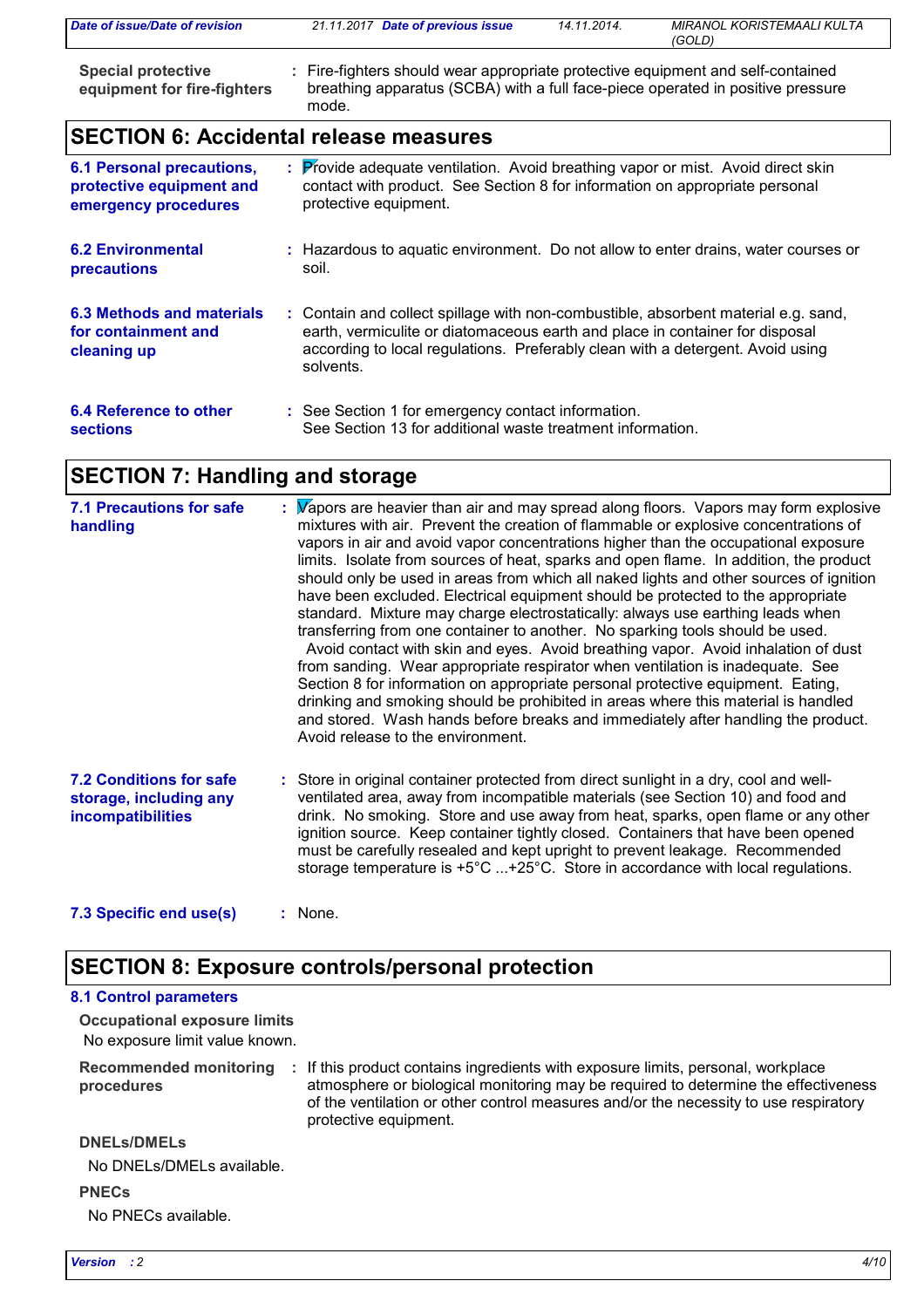**Special protective equipment for fire-fighters** : Fire-fighters should wear appropriate protective equipment and self-contained breathing apparatus (SCBA) with a full face-piece operated in positive pressure mode.

## SECTION 6: Accidental release measures

**6.1 Personal precautions, protective equipment and emergency procedures** : Provide adequate ventilation. Avoid breathing vapor or mist. Avoid direct skin contact with product. See Section 8 for information on appropriate personal protective equipment.

**6.2 Environmental precautions** : Hazardous to aquatic environment. Do not allow to enter drains, water courses or soil.

**6.3 Methods and materials for containment and cleaning up** : Contain and collect spillage with non-combustible, absorbent material e.g. sand, earth, vermiculite or diatomaceous earth and place in container for disposal according to local regulations. Preferably clean with a detergent. Avoid using solvents.

**6.4 Reference to other sections** : See Section 1 for emergency contact information.
See Section 13 for additional waste treatment information.

## SECTION 7: Handling and storage

**7.1 Precautions for safe handling** : Vapors are heavier than air and may spread along floors. Vapors may form explosive mixtures with air. Prevent the creation of flammable or explosive concentrations of vapors in air and avoid vapor concentrations higher than the occupational exposure limits. Isolate from sources of heat, sparks and open flame. In addition, the product should only be used in areas from which all naked lights and other sources of ignition have been excluded. Electrical equipment should be protected to the appropriate standard. Mixture may charge electrostatically: always use earthing leads when transferring from one container to another. No sparking tools should be used.
Avoid contact with skin and eyes. Avoid breathing vapor. Avoid inhalation of dust from sanding. Wear appropriate respirator when ventilation is inadequate. See Section 8 for information on appropriate personal protective equipment. Eating, drinking and smoking should be prohibited in areas where this material is handled and stored. Wash hands before breaks and immediately after handling the product. Avoid release to the environment.

**7.2 Conditions for safe storage, including any incompatibilities** : Store in original container protected from direct sunlight in a dry, cool and well-ventilated area, away from incompatible materials (see Section 10) and food and drink. No smoking. Store and use away from heat, sparks, open flame or any other ignition source. Keep container tightly closed. Containers that have been opened must be carefully resealed and kept upright to prevent leakage. Recommended storage temperature is +5°C ...+25°C. Store in accordance with local regulations.

**7.3 Specific end use(s)** : None.

## SECTION 8: Exposure controls/personal protection

### 8.1 Control parameters

**Occupational exposure limits**

No exposure limit value known.

**Recommended monitoring procedures** : If this product contains ingredients with exposure limits, personal, workplace atmosphere or biological monitoring may be required to determine the effectiveness of the ventilation or other control measures and/or the necessity to use respiratory protective equipment.

**DNELs/DMELs**

No DNELs/DMELs available.

**PNECs**

No PNECs available.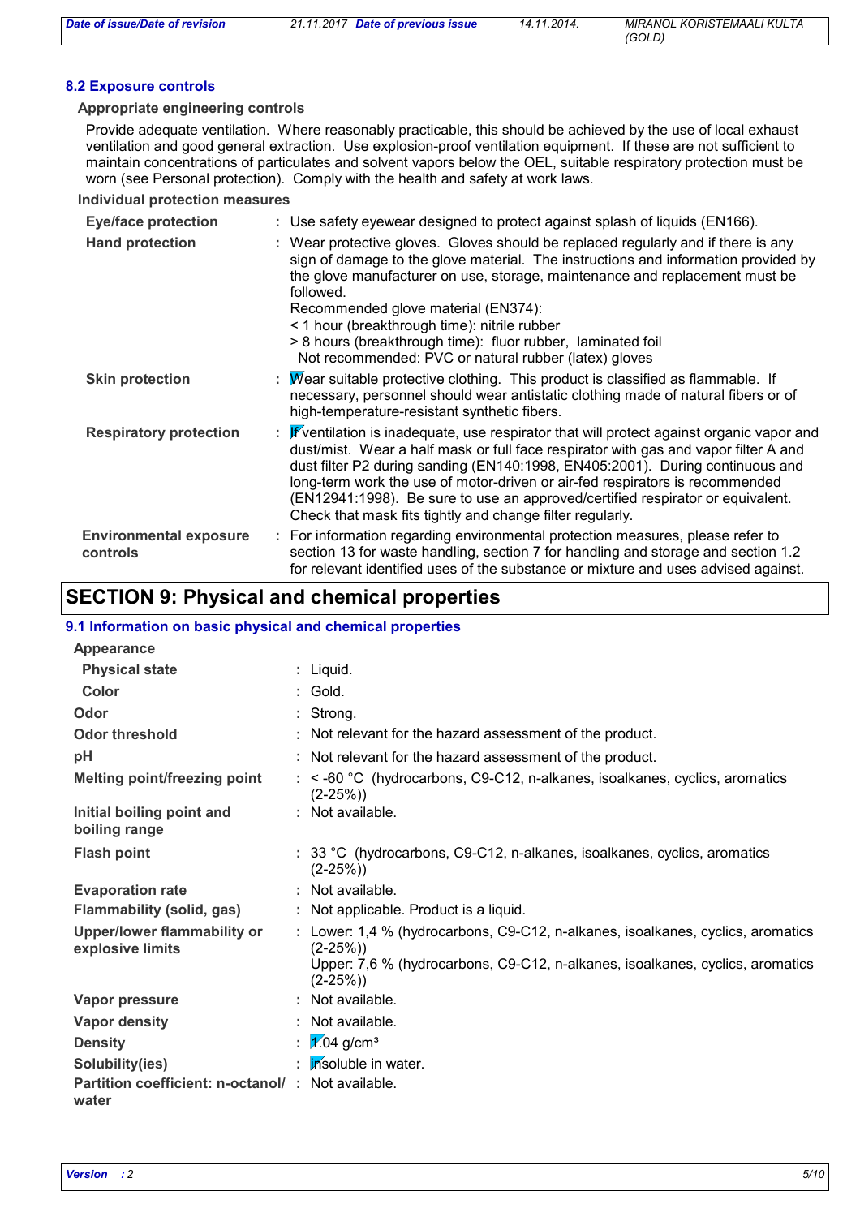### 8.2 Exposure controls

**Appropriate engineering controls**

Provide adequate ventilation. Where reasonably practicable, this should be achieved by the use of local exhaust ventilation and good general extraction. Use explosion-proof ventilation equipment. If these are not sufficient to maintain concentrations of particulates and solvent vapors below the OEL, suitable respiratory protection must be worn (see Personal protection). Comply with the health and safety at work laws.

**Individual protection measures**

| | |
|---|---|
| **Eye/face protection** | : Use safety eyewear designed to protect against splash of liquids (EN166). |
| **Hand protection** | : Wear protective gloves. Gloves should be replaced regularly and if there is any sign of damage to the glove material. The instructions and information provided by the glove manufacturer on use, storage, maintenance and replacement must be followed.<br>Recommended glove material (EN374):<br>< 1 hour (breakthrough time): nitrile rubber<br>> 8 hours (breakthrough time): fluor rubber, laminated foil<br>Not recommended: PVC or natural rubber (latex) gloves |
| **Skin protection** | : Wear suitable protective clothing. This product is classified as flammable. If necessary, personnel should wear antistatic clothing made of natural fibers or of high-temperature-resistant synthetic fibers. |
| **Respiratory protection** | : If ventilation is inadequate, use respirator that will protect against organic vapor and dust/mist. Wear a half mask or full face respirator with gas and vapor filter A and dust filter P2 during sanding (EN140:1998, EN405:2001). During continuous and long-term work the use of motor-driven or air-fed respirators is recommended (EN12941:1998). Be sure to use an approved/certified respirator or equivalent. Check that mask fits tightly and change filter regularly. |
| **Environmental exposure controls** | : For information regarding environmental protection measures, please refer to section 13 for waste handling, section 7 for handling and storage and section 1.2 for relevant identified uses of the substance or mixture and uses advised against. |

## SECTION 9: Physical and chemical properties

### 9.1 Information on basic physical and chemical properties

| | |
|---|---|
| **Appearance** | |
| **Physical state** | : Liquid. |
| **Color** | : Gold. |
| **Odor** | : Strong. |
| **Odor threshold** | : Not relevant for the hazard assessment of the product. |
| **pH** | : Not relevant for the hazard assessment of the product. |
| **Melting point/freezing point** | : < -60 °C (hydrocarbons, C9-C12, n-alkanes, isoalkanes, cyclics, aromatics (2-25%)) |
| **Initial boiling point and boiling range** | : Not available. |
| **Flash point** | : 33 °C (hydrocarbons, C9-C12, n-alkanes, isoalkanes, cyclics, aromatics (2-25%)) |
| **Evaporation rate** | : Not available. |
| **Flammability (solid, gas)** | : Not applicable. Product is a liquid. |
| **Upper/lower flammability or explosive limits** | : Lower: 1,4 % (hydrocarbons, C9-C12, n-alkanes, isoalkanes, cyclics, aromatics (2-25%))<br>Upper: 7,6 % (hydrocarbons, C9-C12, n-alkanes, isoalkanes, cyclics, aromatics (2-25%)) |
| **Vapor pressure** | : Not available. |
| **Vapor density** | : Not available. |
| **Density** | : 1.04 g/cm³ |
| **Solubility(ies)** | : Insoluble in water. |
| **Partition coefficient: n-octanol/ water** | : Not available. |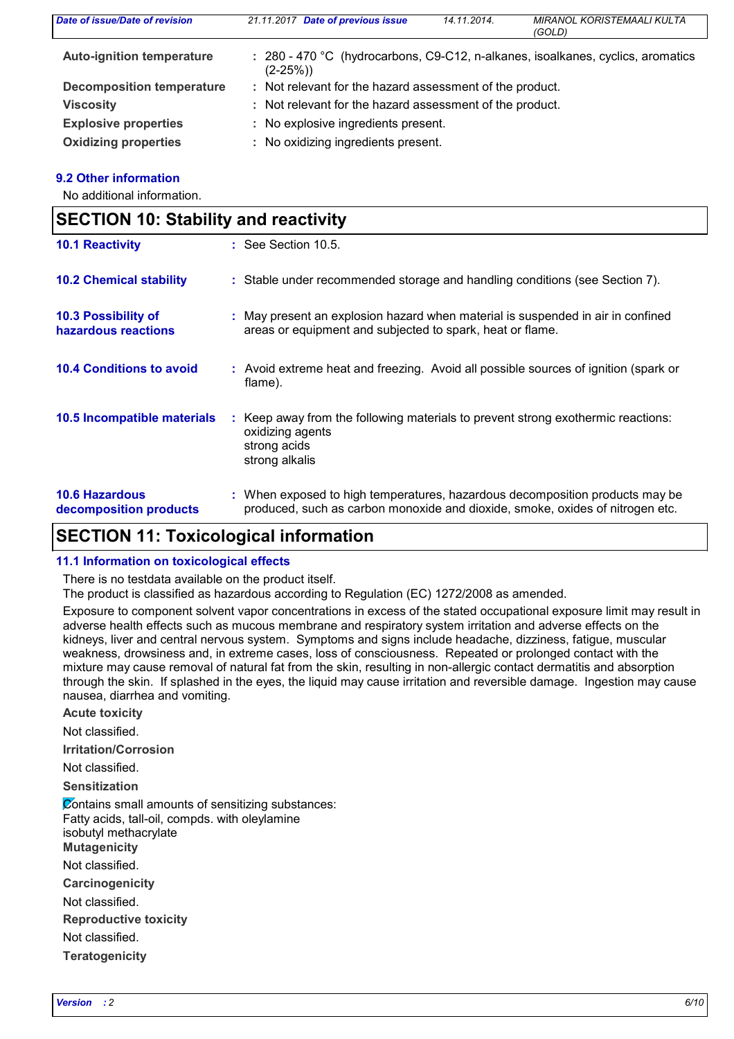| | |
|---|---|
| **Auto-ignition temperature** | : 280 - 470 °C (hydrocarbons, C9-C12, n-alkanes, isoalkanes, cyclics, aromatics (2-25%)) |
| **Decomposition temperature** | : Not relevant for the hazard assessment of the product. |
| **Viscosity** | : Not relevant for the hazard assessment of the product. |
| **Explosive properties** | : No explosive ingredients present. |
| **Oxidizing properties** | : No oxidizing ingredients present. |

### 9.2 Other information

No additional information.

## SECTION 10: Stability and reactivity

| | |
|---|---|
| **10.1 Reactivity** | : See Section 10.5. |
| **10.2 Chemical stability** | : Stable under recommended storage and handling conditions (see Section 7). |
| **10.3 Possibility of hazardous reactions** | : May present an explosion hazard when material is suspended in air in confined areas or equipment and subjected to spark, heat or flame. |
| **10.4 Conditions to avoid** | : Avoid extreme heat and freezing. Avoid all possible sources of ignition (spark or flame). |
| **10.5 Incompatible materials** | : Keep away from the following materials to prevent strong exothermic reactions: oxidizing agents<br>strong acids<br>strong alkalis |
| **10.6 Hazardous decomposition products** | : When exposed to high temperatures, hazardous decomposition products may be produced, such as carbon monoxide and dioxide, smoke, oxides of nitrogen etc. |

## SECTION 11: Toxicological information

### 11.1 Information on toxicological effects

There is no testdata available on the product itself.
The product is classified as hazardous according to Regulation (EC) 1272/2008 as amended.

Exposure to component solvent vapor concentrations in excess of the stated occupational exposure limit may result in adverse health effects such as mucous membrane and respiratory system irritation and adverse effects on the kidneys, liver and central nervous system. Symptoms and signs include headache, dizziness, fatigue, muscular weakness, drowsiness and, in extreme cases, loss of consciousness. Repeated or prolonged contact with the mixture may cause removal of natural fat from the skin, resulting in non-allergic contact dermatitis and absorption through the skin. If splashed in the eyes, the liquid may cause irritation and reversible damage. Ingestion may cause nausea, diarrhea and vomiting.

**Acute toxicity**

Not classified.

**Irritation/Corrosion**

Not classified.

**Sensitization**

Contains small amounts of sensitizing substances:
Fatty acids, tall-oil, compds. with oleylamine
isobutyl methacrylate

**Mutagenicity**

Not classified.

**Carcinogenicity**

Not classified.

**Reproductive toxicity**

Not classified.

**Teratogenicity**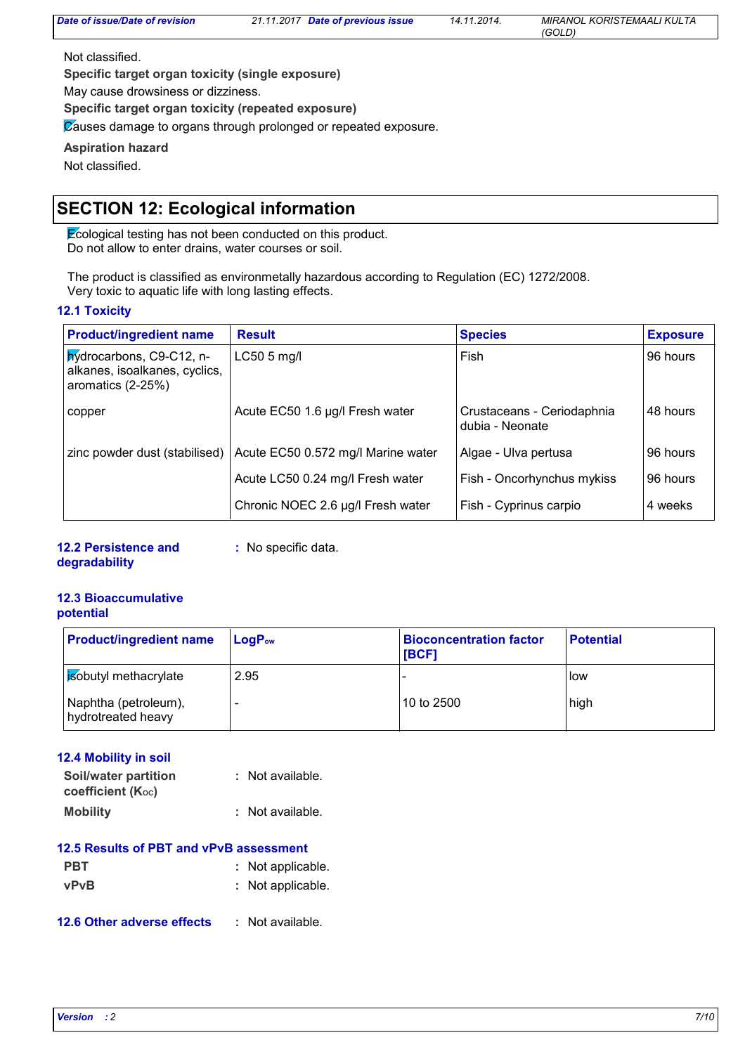Not classified.

**Specific target organ toxicity (single exposure)**

May cause drowsiness or dizziness.

**Specific target organ toxicity (repeated exposure)**

Causes damage to organs through prolonged or repeated exposure.

**Aspiration hazard**

Not classified.

## SECTION 12: Ecological information

Ecological testing has not been conducted on this product.
Do not allow to enter drains, water courses or soil.

The product is classified as environmetally hazardous according to Regulation (EC) 1272/2008.
Very toxic to aquatic life with long lasting effects.

### 12.1 Toxicity

| Product/ingredient name | Result | Species | Exposure |
|---|---|---|---|
| hydrocarbons, C9-C12, n-alkanes, isoalkanes, cyclics, aromatics (2-25%) | LC50 5 mg/l | Fish | 96 hours |
| copper | Acute EC50 1.6 µg/l Fresh water | Crustaceans - Ceriodaphnia dubia - Neonate | 48 hours |
| zinc powder dust (stabilised) | Acute EC50 0.572 mg/l Marine water | Algae - Ulva pertusa | 96 hours |
| | Acute LC50 0.24 mg/l Fresh water | Fish - Oncorhynchus mykiss | 96 hours |
| | Chronic NOEC 2.6 µg/l Fresh water | Fish - Cyprinus carpio | 4 weeks |

**12.2 Persistence and degradability** : No specific data.

### 12.3 Bioaccumulative potential

| Product/ingredient name | $LogP_{ow}$ | Bioconcentration factor [BCF] | Potential |
|---|---|---|---|
| isobutyl methacrylate | 2.95 | - | low |
| Naphtha (petroleum), hydrotreated heavy | - | 10 to 2500 | high |

### 12.4 Mobility in soil

**Soil/water partition coefficient ($K_{OC}$)** : Not available.

**Mobility** : Not available.

### 12.5 Results of PBT and vPvB assessment

**PBT** : Not applicable.

**vPvB** : Not applicable.

**12.6 Other adverse effects** : Not available.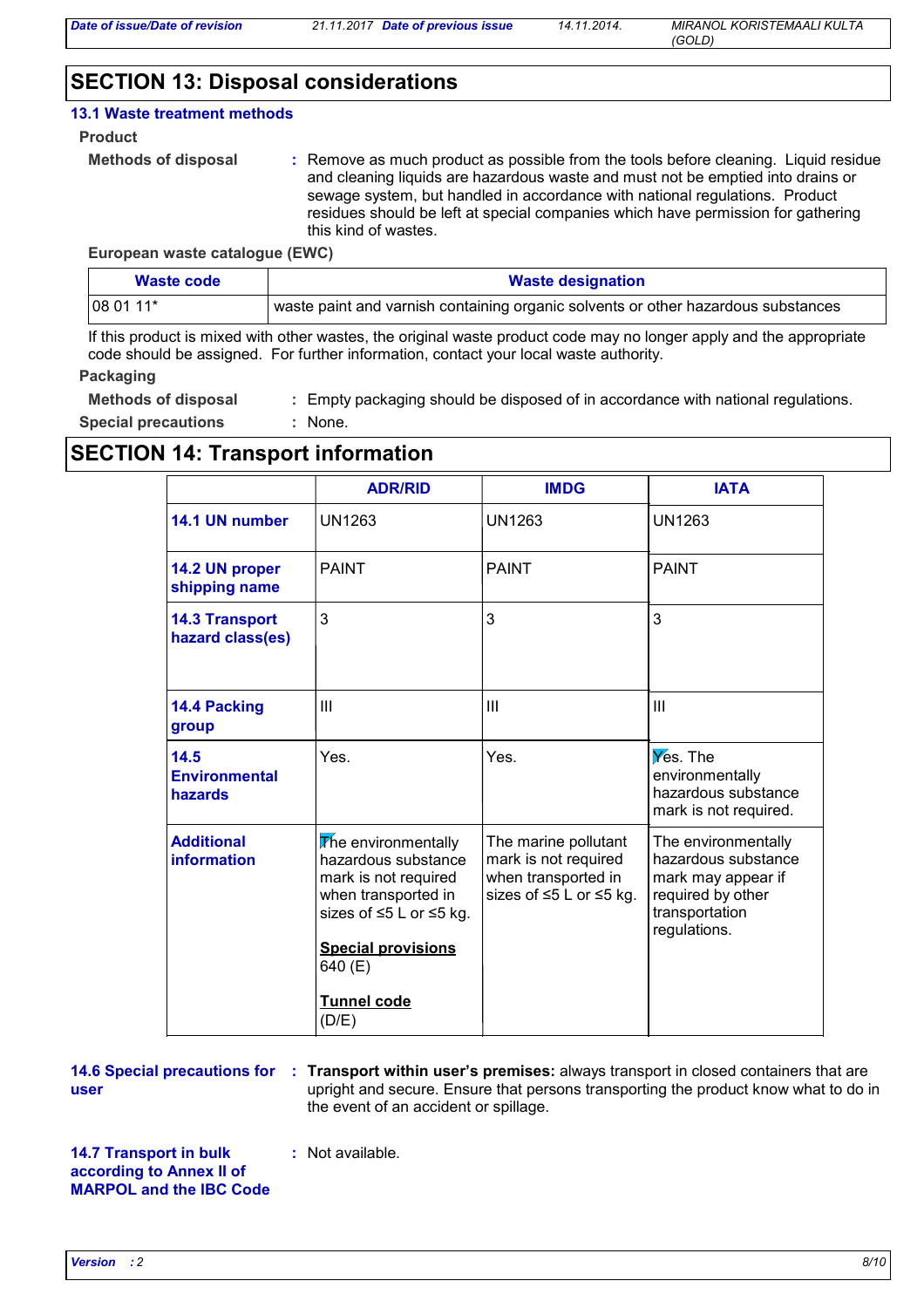## SECTION 13: Disposal considerations

### 13.1 Waste treatment methods

**Product**

**Methods of disposal** : Remove as much product as possible from the tools before cleaning. Liquid residue and cleaning liquids are hazardous waste and must not be emptied into drains or sewage system, but handled in accordance with national regulations. Product residues should be left at special companies which have permission for gathering this kind of wastes.

**European waste catalogue (EWC)**

| Waste code | Waste designation |
|---|---|
| 08 01 11* | waste paint and varnish containing organic solvents or other hazardous substances |

If this product is mixed with other wastes, the original waste product code may no longer apply and the appropriate code should be assigned. For further information, contact your local waste authority.

**Packaging**

**Methods of disposal** : Empty packaging should be disposed of in accordance with national regulations.

**Special precautions** : None.

## SECTION 14: Transport information

| | ADR/RID | IMDG | IATA |
|---|---|---|---|
| 14.1 UN number | UN1263 | UN1263 | UN1263 |
| 14.2 UN proper shipping name | PAINT | PAINT | PAINT |
| 14.3 Transport hazard class(es) | 3 | 3 | 3 |
| 14.4 Packing group | III | III | III |
| 14.5 Environmental hazards | Yes. | Yes. | Yes. The environmentally hazardous substance mark is not required. |
| Additional information | The environmentally hazardous substance mark is not required when transported in sizes of ≤5 L or ≤5 kg.<br><br>**Special provisions**<br>640 (E)<br><br>**Tunnel code**<br>(D/E) | The marine pollutant mark is not required when transported in sizes of ≤5 L or ≤5 kg. | The environmentally hazardous substance mark may appear if required by other transportation regulations. |

**14.6 Special precautions for user** : **Transport within user's premises:** always transport in closed containers that are upright and secure. Ensure that persons transporting the product know what to do in the event of an accident or spillage.

**14.7 Transport in bulk according to Annex II of MARPOL and the IBC Code** : Not available.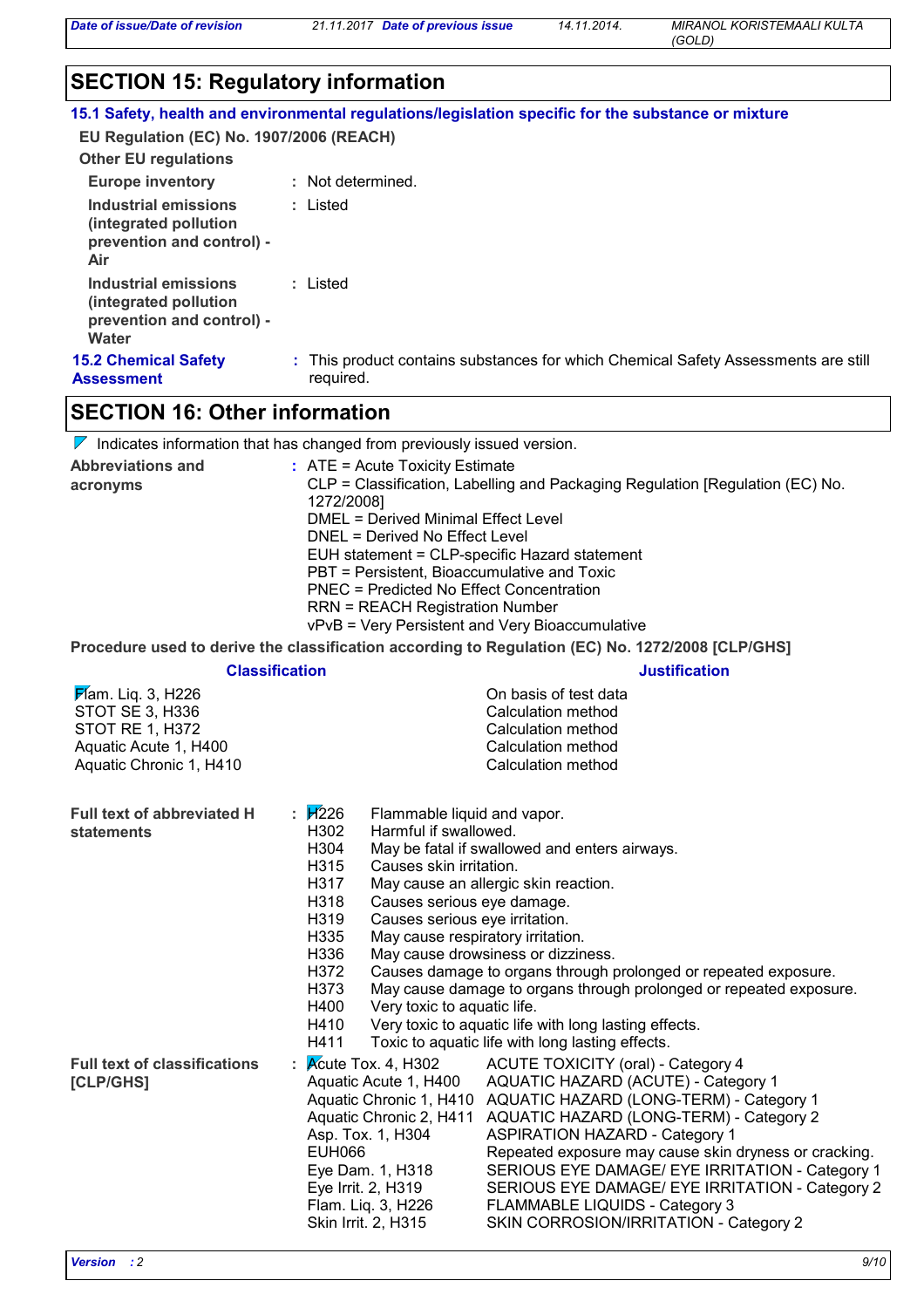## SECTION 15: Regulatory information

### 15.1 Safety, health and environmental regulations/legislation specific for the substance or mixture

**EU Regulation (EC) No. 1907/2006 (REACH)**

**Other EU regulations**

| | |
|---|---|
| **Europe inventory** | : Not determined. |
| **Industrial emissions (integrated pollution prevention and control) - Air** | : Listed |
| **Industrial emissions (integrated pollution prevention and control) - Water** | : Listed |

**15.2 Chemical Safety Assessment** : This product contains substances for which Chemical Safety Assessments are still required.

## SECTION 16: Other information

Indicates information that has changed from previously issued version.

**Abbreviations and acronyms** :
ATE = Acute Toxicity Estimate
CLP = Classification, Labelling and Packaging Regulation [Regulation (EC) No. 1272/2008]
DMEL = Derived Minimal Effect Level
DNEL = Derived No Effect Level
EUH statement = CLP-specific Hazard statement
PBT = Persistent, Bioaccumulative and Toxic
PNEC = Predicted No Effect Concentration
RRN = REACH Registration Number
vPvB = Very Persistent and Very Bioaccumulative

**Procedure used to derive the classification according to Regulation (EC) No. 1272/2008 [CLP/GHS]**

| Classification | Justification |
|---|---|
| Flam. Liq. 3, H226 | On basis of test data |
| STOT SE 3, H336 | Calculation method |
| STOT RE 1, H372 | Calculation method |
| Aquatic Acute 1, H400 | Calculation method |
| Aquatic Chronic 1, H410 | Calculation method |

**Full text of abbreviated H statements** :

| | |
|---|---|
| H226 | Flammable liquid and vapor. |
| H302 | Harmful if swallowed. |
| H304 | May be fatal if swallowed and enters airways. |
| H315 | Causes skin irritation. |
| H317 | May cause an allergic skin reaction. |
| H318 | Causes serious eye damage. |
| H319 | Causes serious eye irritation. |
| H335 | May cause respiratory irritation. |
| H336 | May cause drowsiness or dizziness. |
| H372 | Causes damage to organs through prolonged or repeated exposure. |
| H373 | May cause damage to organs through prolonged or repeated exposure. |
| H400 | Very toxic to aquatic life. |
| H410 | Very toxic to aquatic life with long lasting effects. |
| H411 | Toxic to aquatic life with long lasting effects. |

**Full text of classifications [CLP/GHS]** :

| | |
|---|---|
| Acute Tox. 4, H302 | ACUTE TOXICITY (oral) - Category 4 |
| Aquatic Acute 1, H400 | AQUATIC HAZARD (ACUTE) - Category 1 |
| Aquatic Chronic 1, H410 | AQUATIC HAZARD (LONG-TERM) - Category 1 |
| Aquatic Chronic 2, H411 | AQUATIC HAZARD (LONG-TERM) - Category 2 |
| Asp. Tox. 1, H304 | ASPIRATION HAZARD - Category 1 |
| EUH066 | Repeated exposure may cause skin dryness or cracking. |
| Eye Dam. 1, H318 | SERIOUS EYE DAMAGE/ EYE IRRITATION - Category 1 |
| Eye Irrit. 2, H319 | SERIOUS EYE DAMAGE/ EYE IRRITATION - Category 2 |
| Flam. Liq. 3, H226 | FLAMMABLE LIQUIDS - Category 3 |
| Skin Irrit. 2, H315 | SKIN CORROSION/IRRITATION - Category 2 |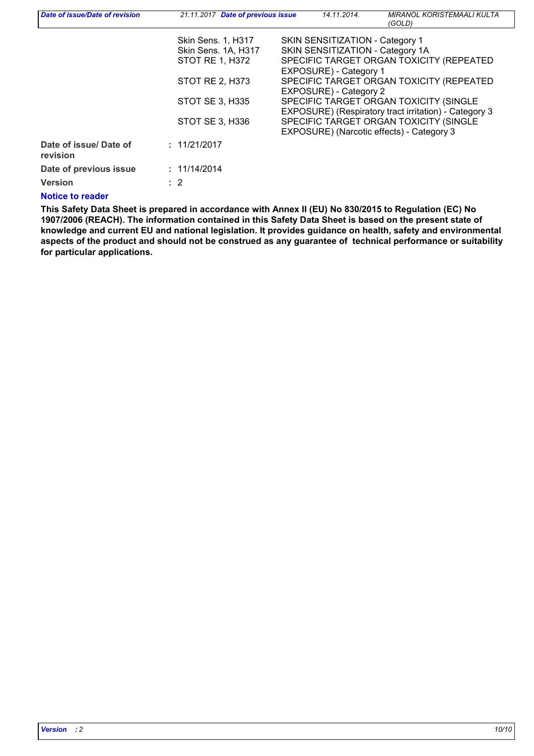| | |
|---|---|
| Skin Sens. 1, H317 | SKIN SENSITIZATION - Category 1 |
| Skin Sens. 1A, H317 | SKIN SENSITIZATION - Category 1A |
| STOT RE 1, H372 | SPECIFIC TARGET ORGAN TOXICITY (REPEATED EXPOSURE) - Category 1 |
| STOT RE 2, H373 | SPECIFIC TARGET ORGAN TOXICITY (REPEATED EXPOSURE) - Category 2 |
| STOT SE 3, H335 | SPECIFIC TARGET ORGAN TOXICITY (SINGLE EXPOSURE) (Respiratory tract irritation) - Category 3 |
| STOT SE 3, H336 | SPECIFIC TARGET ORGAN TOXICITY (SINGLE EXPOSURE) (Narcotic effects) - Category 3 |

**Date of issue/ Date of revision** : 11/21/2017

**Date of previous issue** : 11/14/2014

**Version** : 2

**Notice to reader**

**This Safety Data Sheet is prepared in accordance with Annex II (EU) No 830/2015 to Regulation (EC) No 1907/2006 (REACH). The information contained in this Safety Data Sheet is based on the present state of knowledge and current EU and national legislation. It provides guidance on health, safety and environmental aspects of the product and should not be construed as any guarantee of technical performance or suitability for particular applications.**